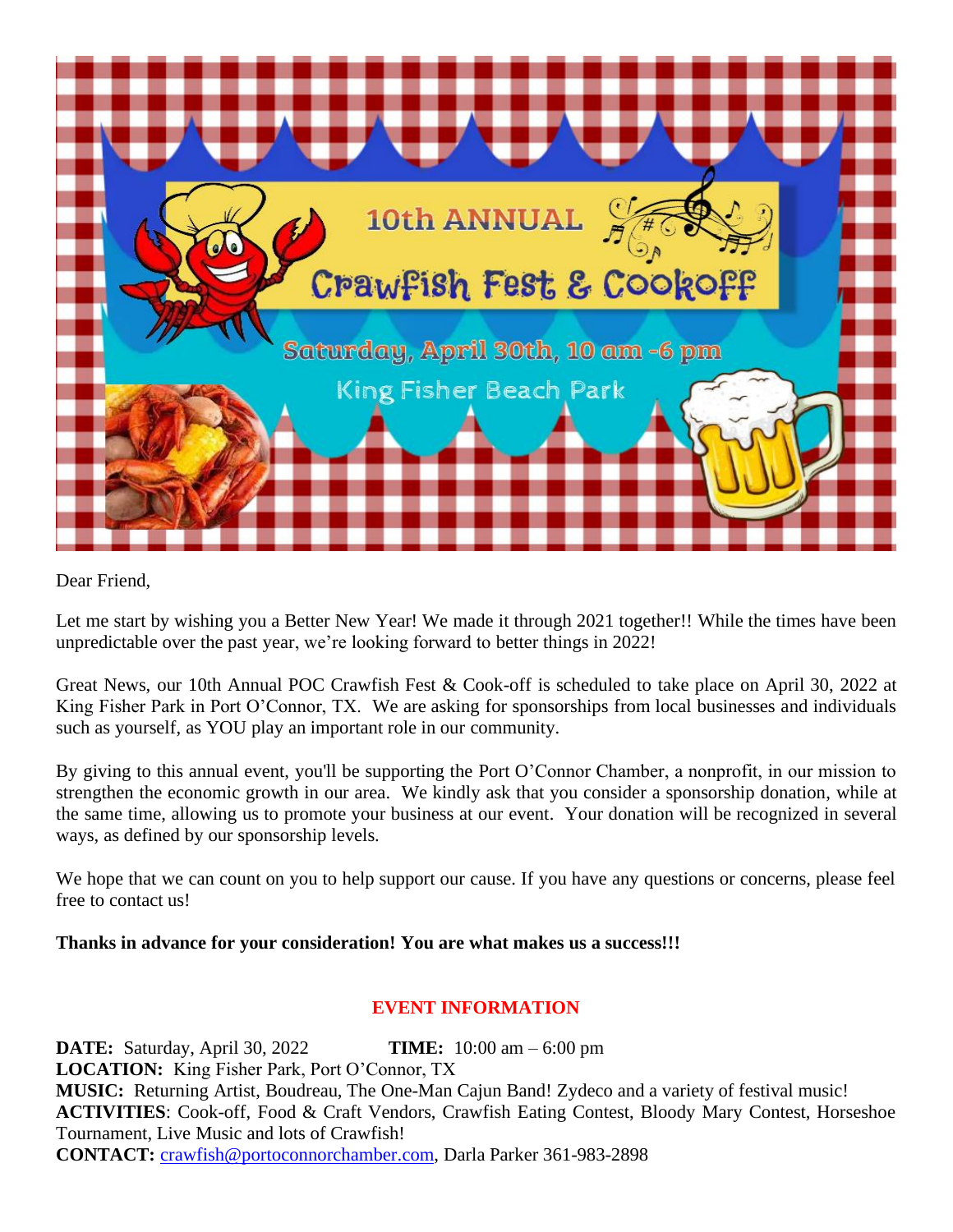10th ANNUAL

# Crawfish Fest & Cookoff

Saturday, April 30th, 10 am -6 pm

King Fisher Beach Park

Dear Friend,

Let me start by wishing you a Better New Year! We made it through 2021 together!! While the times have been unpredictable over the past year, we're looking forward to better things in 2022!

Great News, our 10th Annual POC Crawfish Fest & Cook-off is scheduled to take place on April 30, 2022 at King Fisher Park in Port O'Connor, TX. We are asking for sponsorships from local businesses and individuals such as yourself, as YOU play an important role in our community.

By giving to this annual event, you'll be supporting the Port O'Connor Chamber, a nonprofit, in our mission to strengthen the economic growth in our area. We kindly ask that you consider a sponsorship donation, while at the same time, allowing us to promote your business at our event. Your donation will be recognized in several ways, as defined by our sponsorship levels.

We hope that we can count on you to help support our cause. If you have any questions or concerns, please feel free to contact us!

**Thanks in advance for your consideration! You are what makes us a success!!!**

## EVENT INFORMATION

**DATE:** Saturday, April 30, 2022 **TIME:** 10:00 am – 6:00 pm
**LOCATION:** King Fisher Park, Port O'Connor, TX
**MUSIC:** Returning Artist, Boudreau, The One-Man Cajun Band! Zydeco and a variety of festival music!
**ACTIVITIES**: Cook-off, Food & Craft Vendors, Crawfish Eating Contest, Bloody Mary Contest, Horseshoe Tournament, Live Music and lots of Crawfish!
**CONTACT:** crawfish@portoconnorchamber.com, Darla Parker 361-983-2898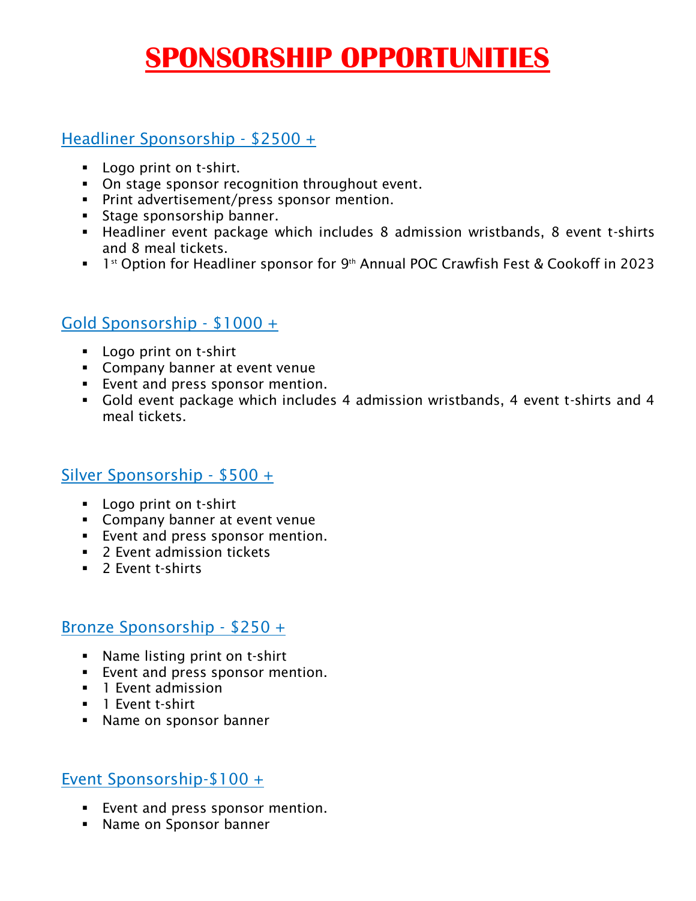# SPONSORSHIP OPPORTUNITIES

## Headliner Sponsorship - $2500 +

- Logo print on t-shirt.
- On stage sponsor recognition throughout event.
- Print advertisement/press sponsor mention.
- Stage sponsorship banner.
- Headliner event package which includes 8 admission wristbands, 8 event t-shirts and 8 meal tickets.
- 1st Option for Headliner sponsor for 9th Annual POC Crawfish Fest & Cookoff in 2023

## Gold Sponsorship - $1000 +

- Logo print on t-shirt
- Company banner at event venue
- Event and press sponsor mention.
- Gold event package which includes 4 admission wristbands, 4 event t-shirts and 4 meal tickets.

## Silver Sponsorship - $500 +

- Logo print on t-shirt
- Company banner at event venue
- Event and press sponsor mention.
- 2 Event admission tickets
- 2 Event t-shirts

## Bronze Sponsorship - $250 +

- Name listing print on t-shirt
- Event and press sponsor mention.
- 1 Event admission
- 1 Event t-shirt
- Name on sponsor banner

## Event Sponsorship-$100 +

- Event and press sponsor mention.
- Name on Sponsor banner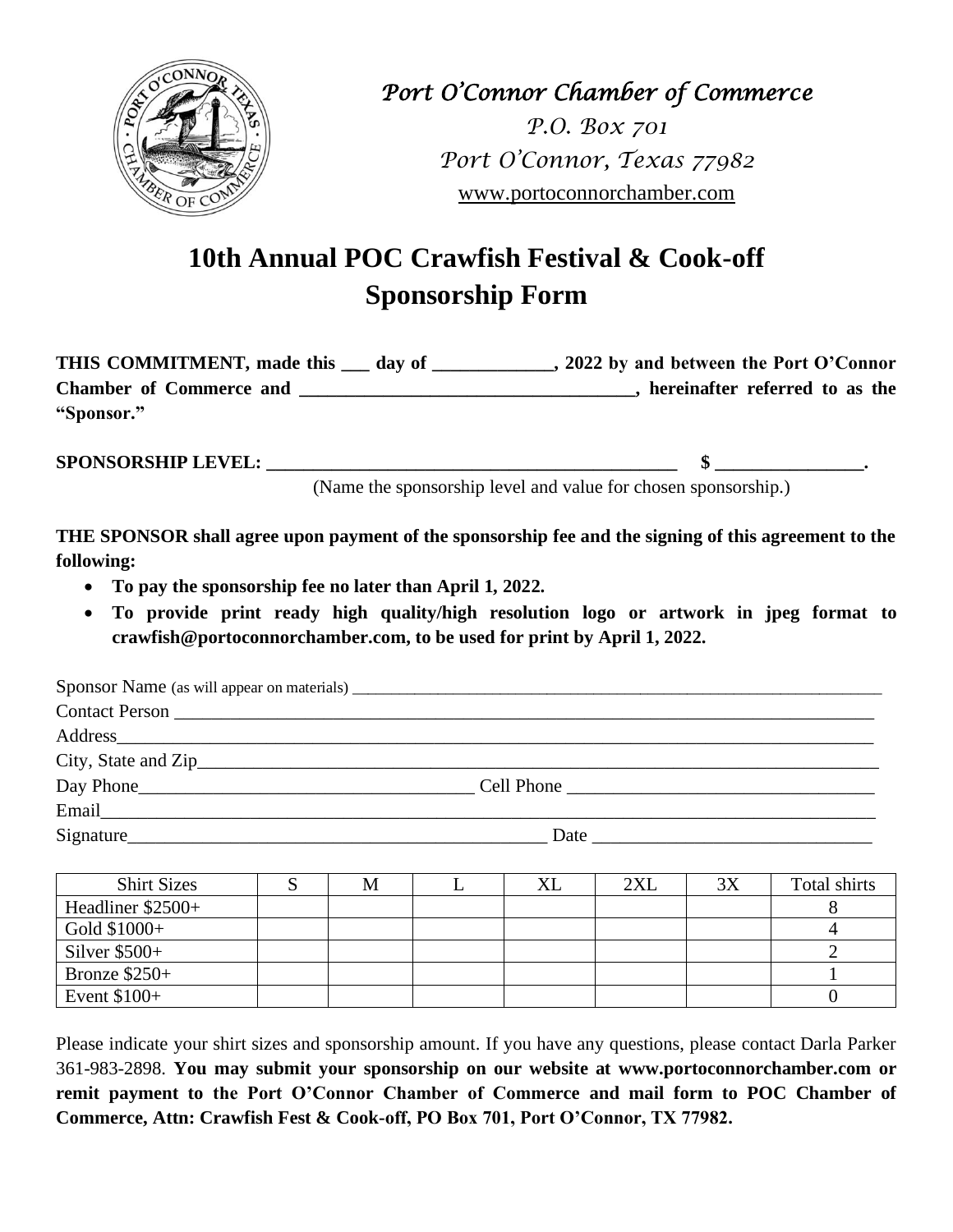*Port O'Connor Chamber of Commerce*
*P.O. Box 701*
*Port O'Connor, Texas 77982*
www.portoconnorchamber.com

# 10th Annual POC Crawfish Festival & Cook-off
# Sponsorship Form

**THIS COMMITMENT, made this ___ day of _____________, 2022 by and between the Port O'Connor Chamber of Commerce and ____________________________________, hereinafter referred to as the "Sponsor."**

**SPONSORSHIP LEVEL: ____________________________________________ $ ________________.**

(Name the sponsorship level and value for chosen sponsorship.)

**THE SPONSOR shall agree upon payment of the sponsorship fee and the signing of this agreement to the following:**

- **To pay the sponsorship fee no later than April 1, 2022.**
- **To provide print ready high quality/high resolution logo or artwork in jpeg format to crawfish@portoconnorchamber.com, to be used for print by April 1, 2022.**

Sponsor Name (as will appear on materials) ________________________________________________________________

Contact Person ____________________________________________________________________________

Address__________________________________________________________________________________

City, State and Zip__________________________________________________________________________

Day Phone___________________________________ Cell Phone _________________________________

Email____________________________________________________________________________________

Signature_______________________________________________ Date ______________________________

| Shirt Sizes | S | M | L | XL | 2XL | 3X | Total shirts |
|---|---|---|---|---|---|---|---|
| Headliner $2500+ | | | | | | | 8 |
| Gold $1000+ | | | | | | | 4 |
| Silver $500+ | | | | | | | 2 |
| Bronze $250+ | | | | | | | 1 |
| Event $100+ | | | | | | | 0 |

Please indicate your shirt sizes and sponsorship amount. If you have any questions, please contact Darla Parker 361-983-2898. **You may submit your sponsorship on our website at www.portoconnorchamber.com or remit payment to the Port O'Connor Chamber of Commerce and mail form to POC Chamber of Commerce, Attn: Crawfish Fest & Cook-off, PO Box 701, Port O'Connor, TX 77982.**